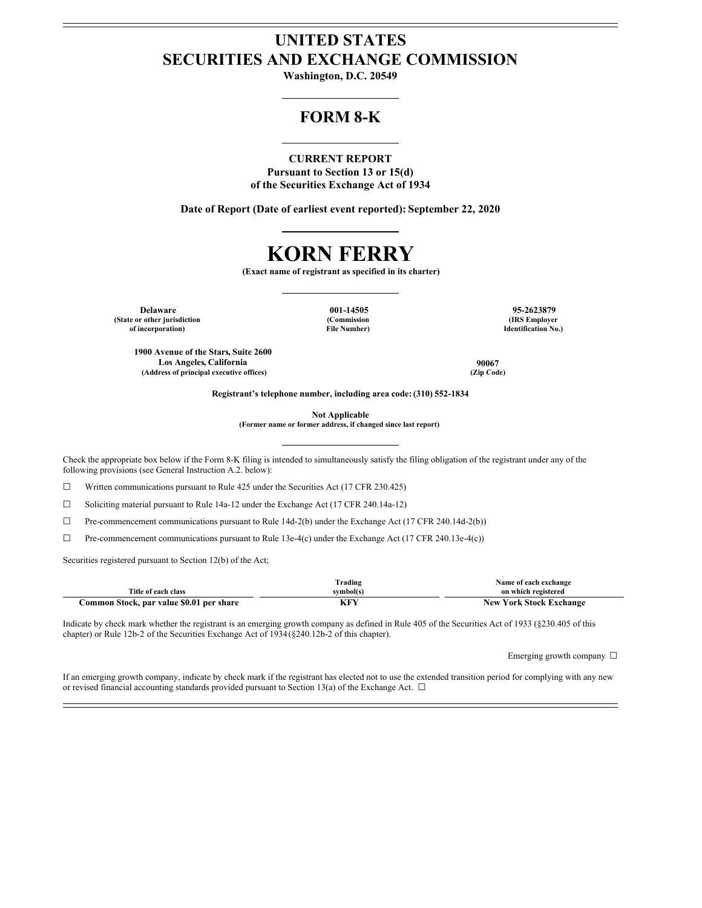# UNITED STATES
# SECURITIES AND EXCHANGE COMMISSION

**Washington, D.C. 20549**

## FORM 8-K

**CURRENT REPORT**
**Pursuant to Section 13 or 15(d)**
**of the Securities Exchange Act of 1934**

**Date of Report (Date of earliest event reported): September 22, 2020**

# KORN FERRY

**(Exact name of registrant as specified in its charter)**

| **Delaware** | **001-14505** | **95-2623879** |
|---|---|---|
| **(State or other jurisdiction of incorporation)** | **(Commission File Number)** | **(IRS Employer Identification No.)** |

| **1900 Avenue of the Stars, Suite 2600 Los Angeles, California** | **90067** |
|---|---|
| **(Address of principal executive offices)** | **(Zip Code)** |

**Registrant's telephone number, including area code: (310) 552-1834**

**Not Applicable**
**(Former name or former address, if changed since last report)**

Check the appropriate box below if the Form 8-K filing is intended to simultaneously satisfy the filing obligation of the registrant under any of the following provisions (see General Instruction A.2. below):

☐ Written communications pursuant to Rule 425 under the Securities Act (17 CFR 230.425)

☐ Soliciting material pursuant to Rule 14a-12 under the Exchange Act (17 CFR 240.14a-12)

☐ Pre-commencement communications pursuant to Rule 14d-2(b) under the Exchange Act (17 CFR 240.14d-2(b))

☐ Pre-commencement communications pursuant to Rule 13e-4(c) under the Exchange Act (17 CFR 240.13e-4(c))

Securities registered pursuant to Section 12(b) of the Act;

| Title of each class | Trading symbol(s) | Name of each exchange on which registered |
|---|---|---|
| **Common Stock, par value $0.01 per share** | **KFY** | **New York Stock Exchange** |

Indicate by check mark whether the registrant is an emerging growth company as defined in Rule 405 of the Securities Act of 1933 (§230.405 of this chapter) or Rule 12b-2 of the Securities Exchange Act of 1934 (§240.12b-2 of this chapter).

Emerging growth company ☐

If an emerging growth company, indicate by check mark if the registrant has elected not to use the extended transition period for complying with any new or revised financial accounting standards provided pursuant to Section 13(a) of the Exchange Act. ☐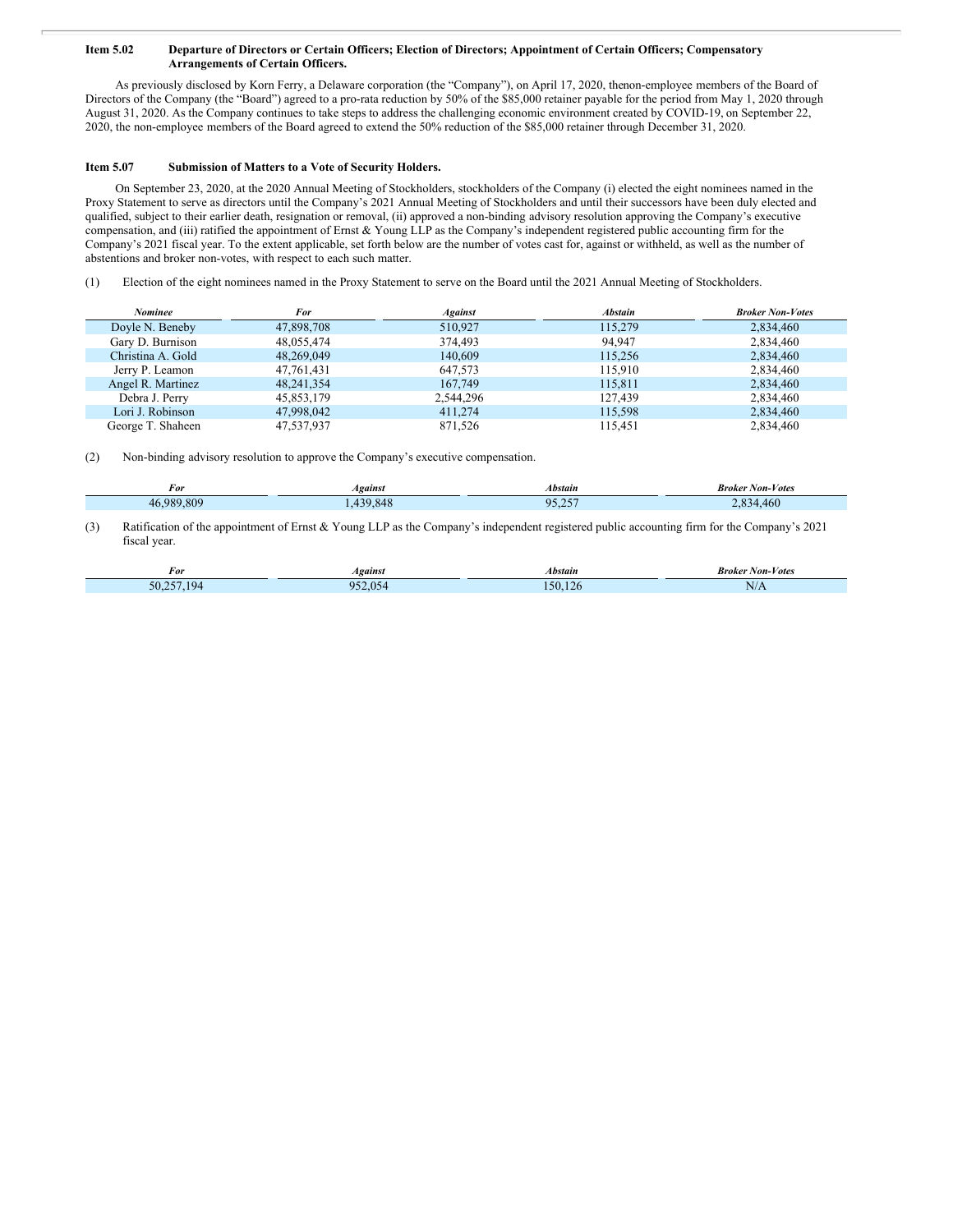**Item 5.02 Departure of Directors or Certain Officers; Election of Directors; Appointment of Certain Officers; Compensatory Arrangements of Certain Officers.**

As previously disclosed by Korn Ferry, a Delaware corporation (the "Company"), on April 17, 2020, thenon-employee members of the Board of Directors of the Company (the "Board") agreed to a pro-rata reduction by 50% of the $85,000 retainer payable for the period from May 1, 2020 through August 31, 2020. As the Company continues to take steps to address the challenging economic environment created by COVID-19, on September 22, 2020, the non-employee members of the Board agreed to extend the 50% reduction of the $85,000 retainer through December 31, 2020.

**Item 5.07 Submission of Matters to a Vote of Security Holders.**

On September 23, 2020, at the 2020 Annual Meeting of Stockholders, stockholders of the Company (i) elected the eight nominees named in the Proxy Statement to serve as directors until the Company's 2021 Annual Meeting of Stockholders and until their successors have been duly elected and qualified, subject to their earlier death, resignation or removal, (ii) approved a non-binding advisory resolution approving the Company's executive compensation, and (iii) ratified the appointment of Ernst & Young LLP as the Company's independent registered public accounting firm for the Company's 2021 fiscal year. To the extent applicable, set forth below are the number of votes cast for, against or withheld, as well as the number of abstentions and broker non-votes, with respect to each such matter.

(1) Election of the eight nominees named in the Proxy Statement to serve on the Board until the 2021 Annual Meeting of Stockholders.

| *Nominee* | *For* | *Against* | *Abstain* | *Broker Non-Votes* |
|---|---|---|---|---|
| Doyle N. Beneby | 47,898,708 | 510,927 | 115,279 | 2,834,460 |
| Gary D. Burnison | 48,055,474 | 374,493 | 94,947 | 2,834,460 |
| Christina A. Gold | 48,269,049 | 140,609 | 115,256 | 2,834,460 |
| Jerry P. Leamon | 47,761,431 | 647,573 | 115,910 | 2,834,460 |
| Angel R. Martinez | 48,241,354 | 167,749 | 115,811 | 2,834,460 |
| Debra J. Perry | 45,853,179 | 2,544,296 | 127,439 | 2,834,460 |
| Lori J. Robinson | 47,998,042 | 411,274 | 115,598 | 2,834,460 |
| George T. Shaheen | 47,537,937 | 871,526 | 115,451 | 2,834,460 |

(2) Non-binding advisory resolution to approve the Company's executive compensation.

| *For* | *Against* | *Abstain* | *Broker Non-Votes* |
|---|---|---|---|
| 46,989,809 | 1,439,848 | 95,257 | 2,834,460 |

(3) Ratification of the appointment of Ernst & Young LLP as the Company's independent registered public accounting firm for the Company's 2021 fiscal year.

| *For* | *Against* | *Abstain* | *Broker Non-Votes* |
|---|---|---|---|
| 50,257,194 | 952,054 | 150,126 | N/A |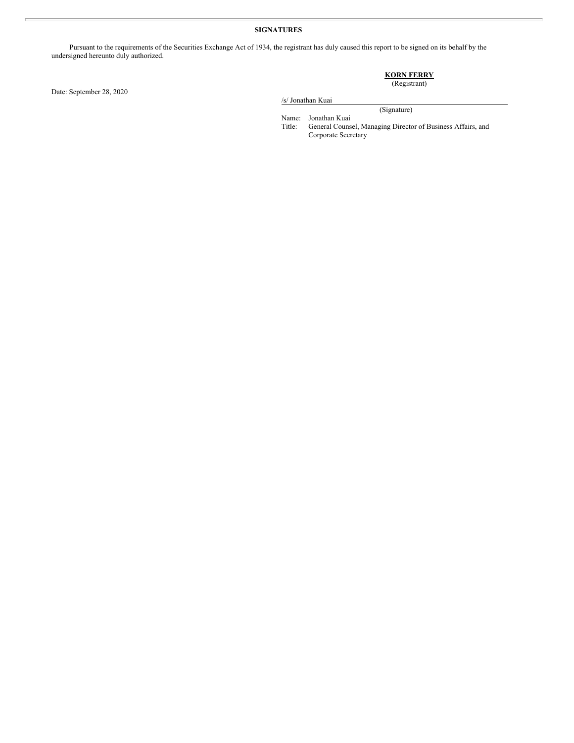**SIGNATURES**

Pursuant to the requirements of the Securities Exchange Act of 1934, the registrant has duly caused this report to be signed on its behalf by the undersigned hereunto duly authorized.

**KORN FERRY**
(Registrant)

Date: September 28, 2020

/s/ Jonathan Kuai
(Signature)

Name: Jonathan Kuai
Title: General Counsel, Managing Director of Business Affairs, and Corporate Secretary